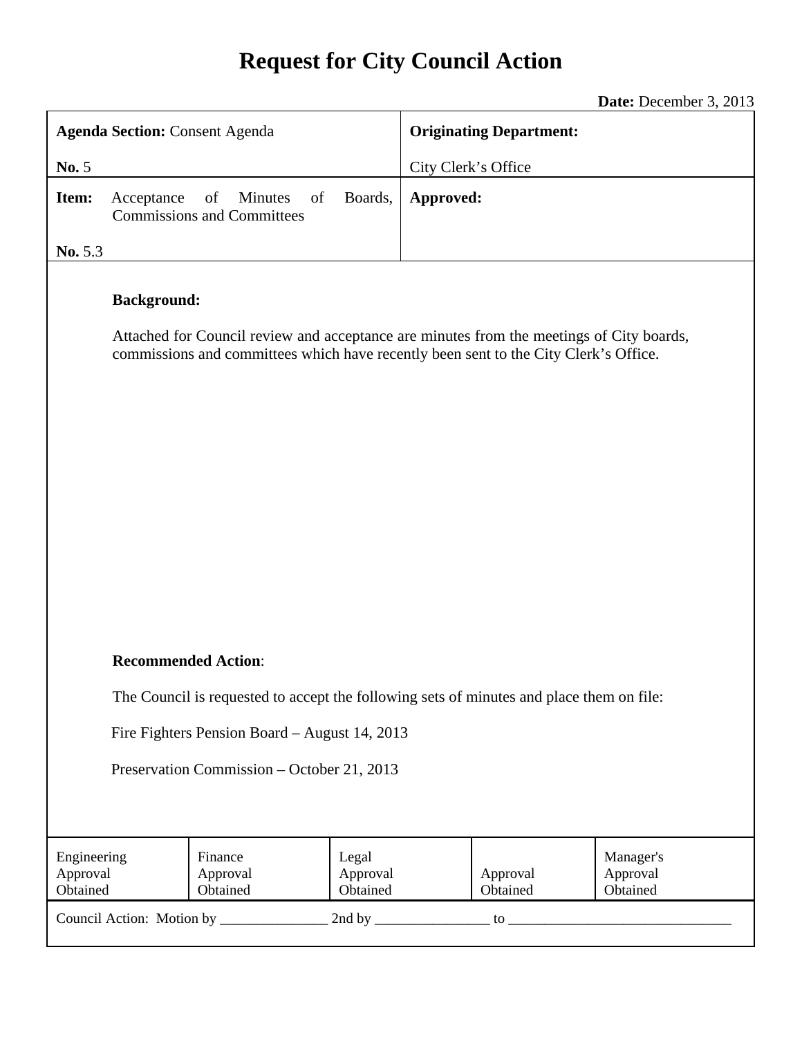# Request for City Council Action

**Date:** December 3, 2013

| | |
|---|---|
| **Agenda Section:** Consent Agenda<br><br>**No.** 5 | **Originating Department:**<br><br>City Clerk's Office |
| **Item:** Acceptance of Minutes of Boards, Commissions and Committees<br><br>**No.** 5.3 | **Approved:** |

**Background:**

Attached for Council review and acceptance are minutes from the meetings of City boards, commissions and committees which have recently been sent to the City Clerk's Office.

**Recommended Action**:

The Council is requested to accept the following sets of minutes and place them on file:

Fire Fighters Pension Board – August 14, 2013

Preservation Commission – October 21, 2013

| | | | | |
|---|---|---|---|---|
| Engineering Approval Obtained | Finance Approval Obtained | Legal Approval Obtained | Approval Obtained | Manager's Approval Obtained |

Council Action: Motion by _______________ 2nd by ________________ to _______________________________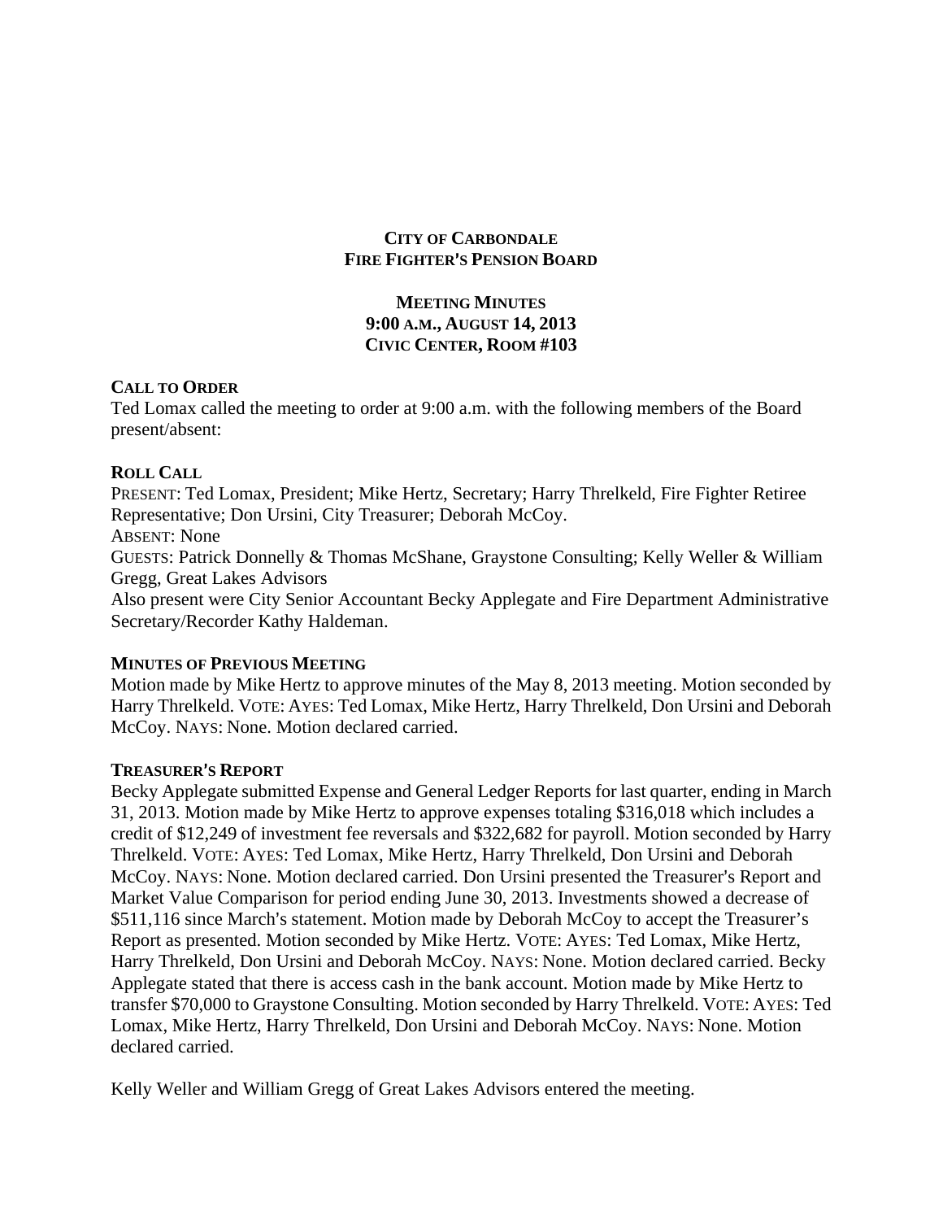**CITY OF CARBONDALE**
**FIRE FIGHTER'S PENSION BOARD**

**MEETING MINUTES**
**9:00 A.M., AUGUST 14, 2013**
**CIVIC CENTER, ROOM #103**

**CALL TO ORDER**

Ted Lomax called the meeting to order at 9:00 a.m. with the following members of the Board present/absent:

**ROLL CALL**

PRESENT: Ted Lomax, President; Mike Hertz, Secretary; Harry Threlkeld, Fire Fighter Retiree Representative; Don Ursini, City Treasurer; Deborah McCoy.
ABSENT: None
GUESTS: Patrick Donnelly & Thomas McShane, Graystone Consulting; Kelly Weller & William Gregg, Great Lakes Advisors
Also present were City Senior Accountant Becky Applegate and Fire Department Administrative Secretary/Recorder Kathy Haldeman.

**MINUTES OF PREVIOUS MEETING**

Motion made by Mike Hertz to approve minutes of the May 8, 2013 meeting. Motion seconded by Harry Threlkeld. VOTE: AYES: Ted Lomax, Mike Hertz, Harry Threlkeld, Don Ursini and Deborah McCoy. NAYS: None. Motion declared carried.

**TREASURER'S REPORT**

Becky Applegate submitted Expense and General Ledger Reports for last quarter, ending in March 31, 2013. Motion made by Mike Hertz to approve expenses totaling $316,018 which includes a credit of $12,249 of investment fee reversals and $322,682 for payroll. Motion seconded by Harry Threlkeld. VOTE: AYES: Ted Lomax, Mike Hertz, Harry Threlkeld, Don Ursini and Deborah McCoy. NAYS: None. Motion declared carried. Don Ursini presented the Treasurer's Report and Market Value Comparison for period ending June 30, 2013. Investments showed a decrease of $511,116 since March's statement. Motion made by Deborah McCoy to accept the Treasurer's Report as presented. Motion seconded by Mike Hertz. VOTE: AYES: Ted Lomax, Mike Hertz, Harry Threlkeld, Don Ursini and Deborah McCoy. NAYS: None. Motion declared carried. Becky Applegate stated that there is access cash in the bank account. Motion made by Mike Hertz to transfer $70,000 to Graystone Consulting. Motion seconded by Harry Threlkeld. VOTE: AYES: Ted Lomax, Mike Hertz, Harry Threlkeld, Don Ursini and Deborah McCoy. NAYS: None. Motion declared carried.

Kelly Weller and William Gregg of Great Lakes Advisors entered the meeting.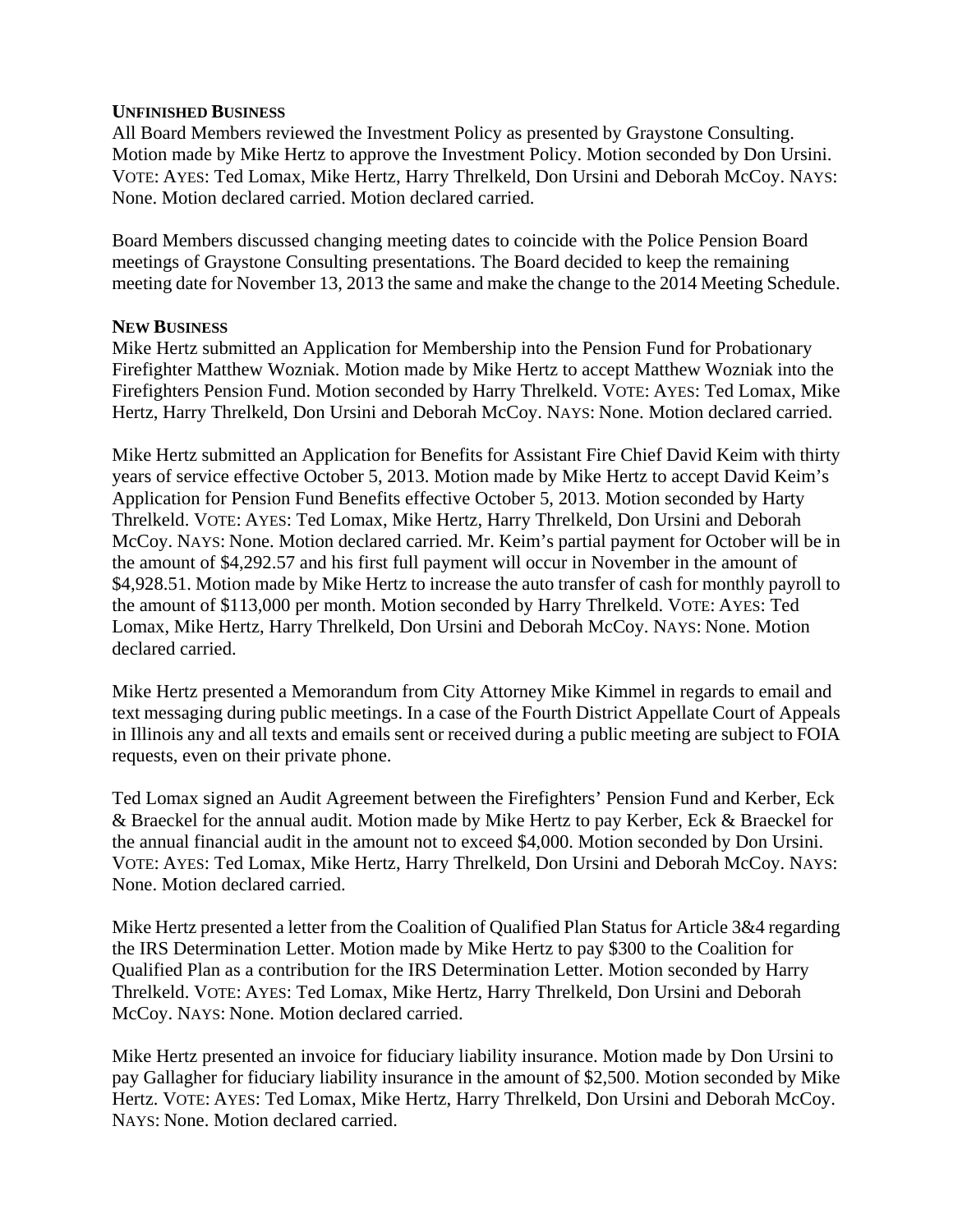**UNFINISHED BUSINESS**
All Board Members reviewed the Investment Policy as presented by Graystone Consulting. Motion made by Mike Hertz to approve the Investment Policy. Motion seconded by Don Ursini. VOTE: AYES: Ted Lomax, Mike Hertz, Harry Threlkeld, Don Ursini and Deborah McCoy. NAYS: None. Motion declared carried. Motion declared carried.

Board Members discussed changing meeting dates to coincide with the Police Pension Board meetings of Graystone Consulting presentations. The Board decided to keep the remaining meeting date for November 13, 2013 the same and make the change to the 2014 Meeting Schedule.

**NEW BUSINESS**
Mike Hertz submitted an Application for Membership into the Pension Fund for Probationary Firefighter Matthew Wozniak. Motion made by Mike Hertz to accept Matthew Wozniak into the Firefighters Pension Fund. Motion seconded by Harry Threlkeld. VOTE: AYES: Ted Lomax, Mike Hertz, Harry Threlkeld, Don Ursini and Deborah McCoy. NAYS: None. Motion declared carried.

Mike Hertz submitted an Application for Benefits for Assistant Fire Chief David Keim with thirty years of service effective October 5, 2013. Motion made by Mike Hertz to accept David Keim's Application for Pension Fund Benefits effective October 5, 2013. Motion seconded by Harty Threlkeld. VOTE: AYES: Ted Lomax, Mike Hertz, Harry Threlkeld, Don Ursini and Deborah McCoy. NAYS: None. Motion declared carried. Mr. Keim's partial payment for October will be in the amount of $4,292.57 and his first full payment will occur in November in the amount of $4,928.51. Motion made by Mike Hertz to increase the auto transfer of cash for monthly payroll to the amount of $113,000 per month. Motion seconded by Harry Threlkeld. VOTE: AYES: Ted Lomax, Mike Hertz, Harry Threlkeld, Don Ursini and Deborah McCoy. NAYS: None. Motion declared carried.

Mike Hertz presented a Memorandum from City Attorney Mike Kimmel in regards to email and text messaging during public meetings. In a case of the Fourth District Appellate Court of Appeals in Illinois any and all texts and emails sent or received during a public meeting are subject to FOIA requests, even on their private phone.

Ted Lomax signed an Audit Agreement between the Firefighters' Pension Fund and Kerber, Eck & Braeckel for the annual audit. Motion made by Mike Hertz to pay Kerber, Eck & Braeckel for the annual financial audit in the amount not to exceed $4,000. Motion seconded by Don Ursini. VOTE: AYES: Ted Lomax, Mike Hertz, Harry Threlkeld, Don Ursini and Deborah McCoy. NAYS: None. Motion declared carried.

Mike Hertz presented a letter from the Coalition of Qualified Plan Status for Article 3&4 regarding the IRS Determination Letter. Motion made by Mike Hertz to pay $300 to the Coalition for Qualified Plan as a contribution for the IRS Determination Letter. Motion seconded by Harry Threlkeld. VOTE: AYES: Ted Lomax, Mike Hertz, Harry Threlkeld, Don Ursini and Deborah McCoy. NAYS: None. Motion declared carried.

Mike Hertz presented an invoice for fiduciary liability insurance. Motion made by Don Ursini to pay Gallagher for fiduciary liability insurance in the amount of $2,500. Motion seconded by Mike Hertz. VOTE: AYES: Ted Lomax, Mike Hertz, Harry Threlkeld, Don Ursini and Deborah McCoy. NAYS: None. Motion declared carried.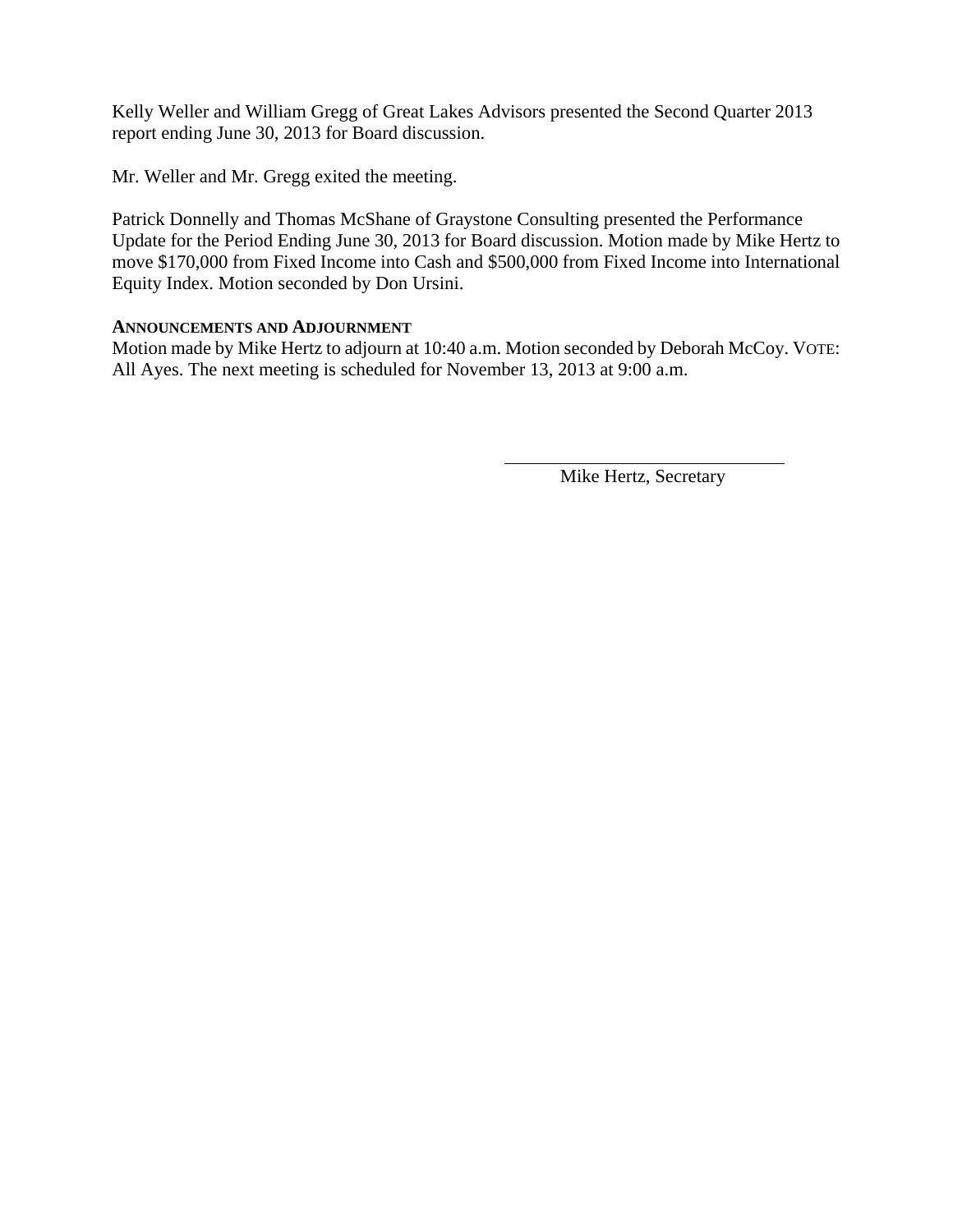Kelly Weller and William Gregg of Great Lakes Advisors presented the Second Quarter 2013 report ending June 30, 2013 for Board discussion.

Mr. Weller and Mr. Gregg exited the meeting.

Patrick Donnelly and Thomas McShane of Graystone Consulting presented the Performance Update for the Period Ending June 30, 2013 for Board discussion. Motion made by Mike Hertz to move $170,000 from Fixed Income into Cash and $500,000 from Fixed Income into International Equity Index. Motion seconded by Don Ursini.

**ANNOUNCEMENTS AND ADJOURNMENT**

Motion made by Mike Hertz to adjourn at 10:40 a.m. Motion seconded by Deborah McCoy. VOTE: All Ayes. The next meeting is scheduled for November 13, 2013 at 9:00 a.m.

\_\_\_\_\_\_\_\_\_\_\_\_\_\_\_\_\_\_\_\_\_\_\_\_\_\_\_\_\_\_\_\_

Mike Hertz, Secretary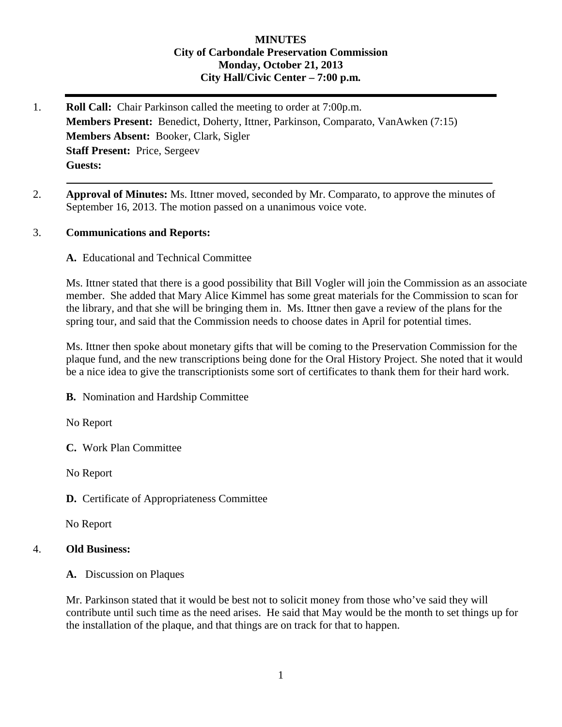**MINUTES**
**City of Carbondale Preservation Commission**
**Monday, October 21, 2013**
**City Hall/Civic Center – 7:00 p.m.**

---

1. **Roll Call:** Chair Parkinson called the meeting to order at 7:00p.m.
   **Members Present:** Benedict, Doherty, Ittner, Parkinson, Comparato, VanAwken (7:15)
   **Members Absent:** Booker, Clark, Sigler
   **Staff Present:** Price, Sergeev
   **Guests:**

---

2. **Approval of Minutes:** Ms. Ittner moved, seconded by Mr. Comparato, to approve the minutes of September 16, 2013. The motion passed on a unanimous voice vote.

3. **Communications and Reports:**

   **A.** Educational and Technical Committee

   Ms. Ittner stated that there is a good possibility that Bill Vogler will join the Commission as an associate member. She added that Mary Alice Kimmel has some great materials for the Commission to scan for the library, and that she will be bringing them in. Ms. Ittner then gave a review of the plans for the spring tour, and said that the Commission needs to choose dates in April for potential times.

   Ms. Ittner then spoke about monetary gifts that will be coming to the Preservation Commission for the plaque fund, and the new transcriptions being done for the Oral History Project. She noted that it would be a nice idea to give the transcriptionists some sort of certificates to thank them for their hard work.

   **B.** Nomination and Hardship Committee

   No Report

   **C.** Work Plan Committee

   No Report

   **D.** Certificate of Appropriateness Committee

   No Report

4. **Old Business:**

   **A.** Discussion on Plaques

   Mr. Parkinson stated that it would be best not to solicit money from those who've said they will contribute until such time as the need arises. He said that May would be the month to set things up for the installation of the plaque, and that things are on track for that to happen.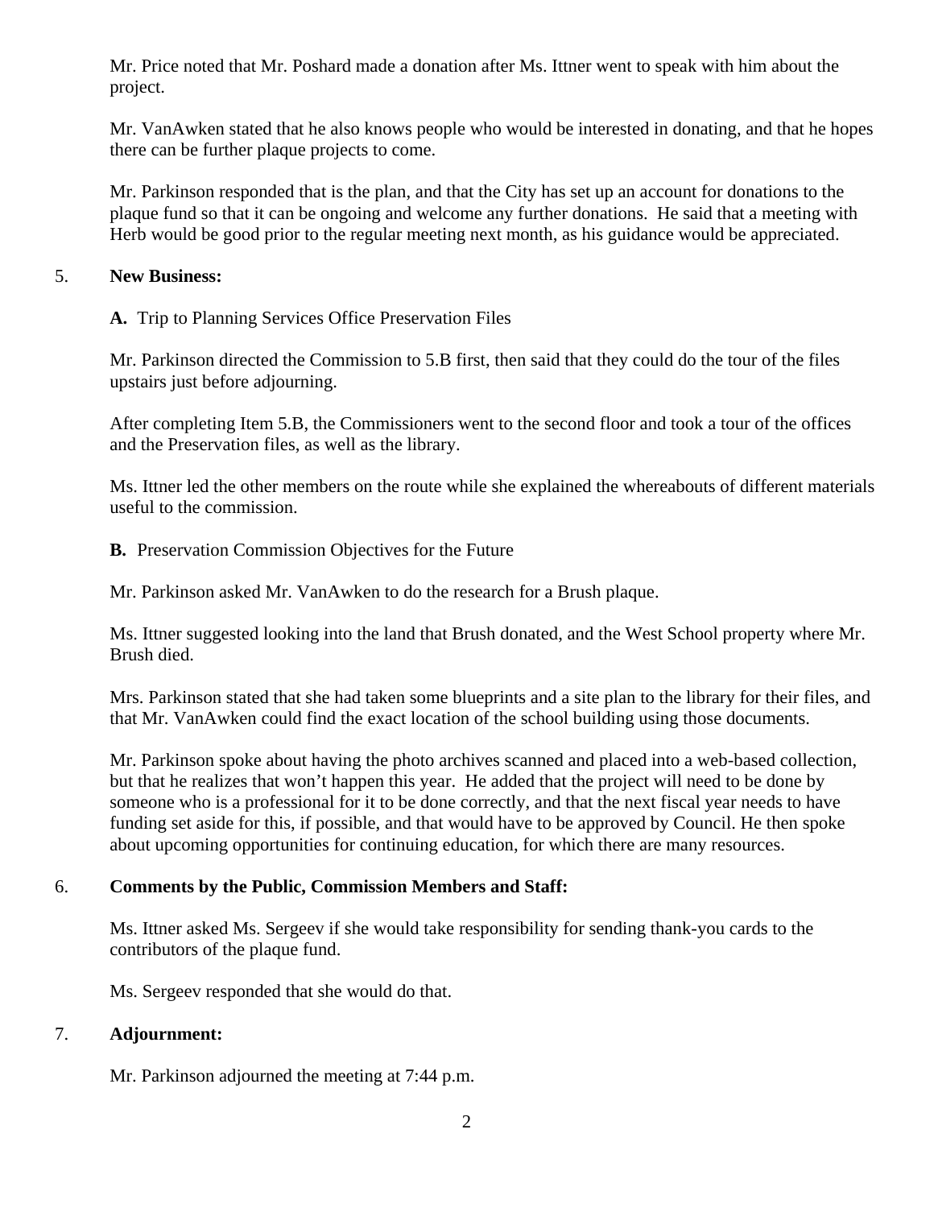Mr. Price noted that Mr. Poshard made a donation after Ms. Ittner went to speak with him about the project.

Mr. VanAwken stated that he also knows people who would be interested in donating, and that he hopes there can be further plaque projects to come.

Mr. Parkinson responded that is the plan, and that the City has set up an account for donations to the plaque fund so that it can be ongoing and welcome any further donations. He said that a meeting with Herb would be good prior to the regular meeting next month, as his guidance would be appreciated.

5. **New Business:**

**A.** Trip to Planning Services Office Preservation Files

Mr. Parkinson directed the Commission to 5.B first, then said that they could do the tour of the files upstairs just before adjourning.

After completing Item 5.B, the Commissioners went to the second floor and took a tour of the offices and the Preservation files, as well as the library.

Ms. Ittner led the other members on the route while she explained the whereabouts of different materials useful to the commission.

**B.** Preservation Commission Objectives for the Future

Mr. Parkinson asked Mr. VanAwken to do the research for a Brush plaque.

Ms. Ittner suggested looking into the land that Brush donated, and the West School property where Mr. Brush died.

Mrs. Parkinson stated that she had taken some blueprints and a site plan to the library for their files, and that Mr. VanAwken could find the exact location of the school building using those documents.

Mr. Parkinson spoke about having the photo archives scanned and placed into a web-based collection, but that he realizes that won't happen this year. He added that the project will need to be done by someone who is a professional for it to be done correctly, and that the next fiscal year needs to have funding set aside for this, if possible, and that would have to be approved by Council. He then spoke about upcoming opportunities for continuing education, for which there are many resources.

6. **Comments by the Public, Commission Members and Staff:**

Ms. Ittner asked Ms. Sergeev if she would take responsibility for sending thank-you cards to the contributors of the plaque fund.

Ms. Sergeev responded that she would do that.

7. **Adjournment:**

Mr. Parkinson adjourned the meeting at 7:44 p.m.